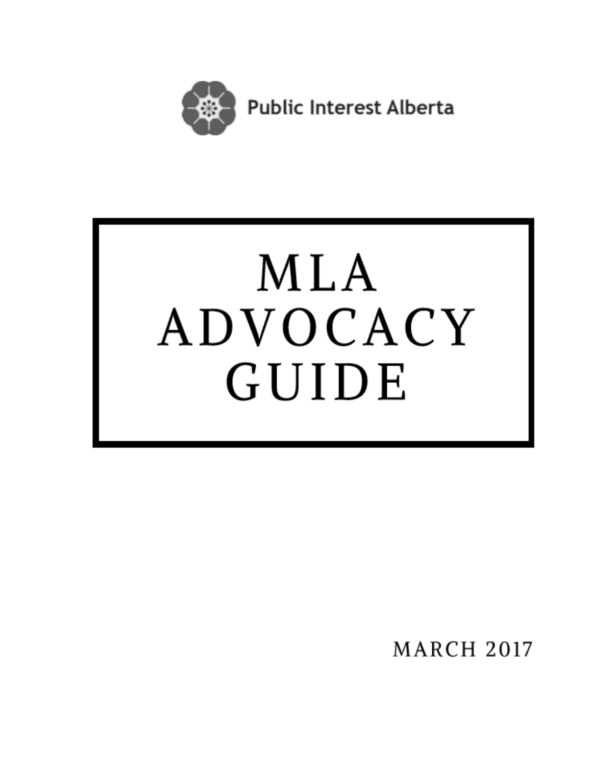Public Interest Alberta

# MLA ADVOCACY GUIDE

MARCH 2017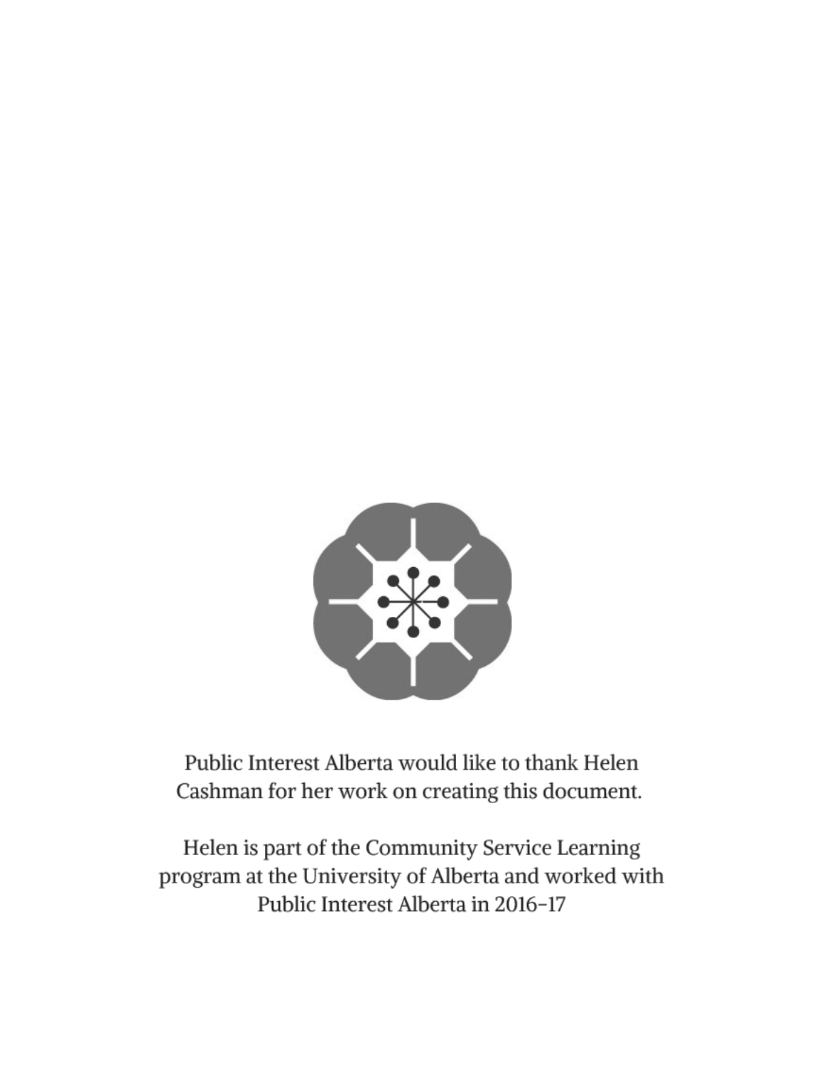Public Interest Alberta would like to thank Helen Cashman for her work on creating this document.

Helen is part of the Community Service Learning program at the University of Alberta and worked with Public Interest Alberta in 2016-17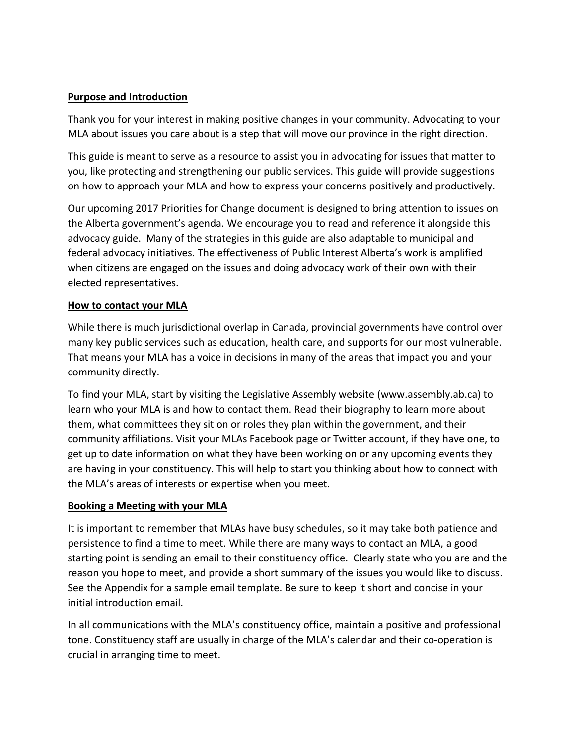## Purpose and Introduction

Thank you for your interest in making positive changes in your community. Advocating to your MLA about issues you care about is a step that will move our province in the right direction.

This guide is meant to serve as a resource to assist you in advocating for issues that matter to you, like protecting and strengthening our public services. This guide will provide suggestions on how to approach your MLA and how to express your concerns positively and productively.

Our upcoming 2017 Priorities for Change document is designed to bring attention to issues on the Alberta government's agenda. We encourage you to read and reference it alongside this advocacy guide. Many of the strategies in this guide are also adaptable to municipal and federal advocacy initiatives. The effectiveness of Public Interest Alberta's work is amplified when citizens are engaged on the issues and doing advocacy work of their own with their elected representatives.

## How to contact your MLA

While there is much jurisdictional overlap in Canada, provincial governments have control over many key public services such as education, health care, and supports for our most vulnerable. That means your MLA has a voice in decisions in many of the areas that impact you and your community directly.

To find your MLA, start by visiting the Legislative Assembly website (www.assembly.ab.ca) to learn who your MLA is and how to contact them. Read their biography to learn more about them, what committees they sit on or roles they plan within the government, and their community affiliations. Visit your MLAs Facebook page or Twitter account, if they have one, to get up to date information on what they have been working on or any upcoming events they are having in your constituency. This will help to start you thinking about how to connect with the MLA's areas of interests or expertise when you meet.

## Booking a Meeting with your MLA

It is important to remember that MLAs have busy schedules, so it may take both patience and persistence to find a time to meet. While there are many ways to contact an MLA, a good starting point is sending an email to their constituency office. Clearly state who you are and the reason you hope to meet, and provide a short summary of the issues you would like to discuss. See the Appendix for a sample email template. Be sure to keep it short and concise in your initial introduction email.

In all communications with the MLA's constituency office, maintain a positive and professional tone. Constituency staff are usually in charge of the MLA's calendar and their co-operation is crucial in arranging time to meet.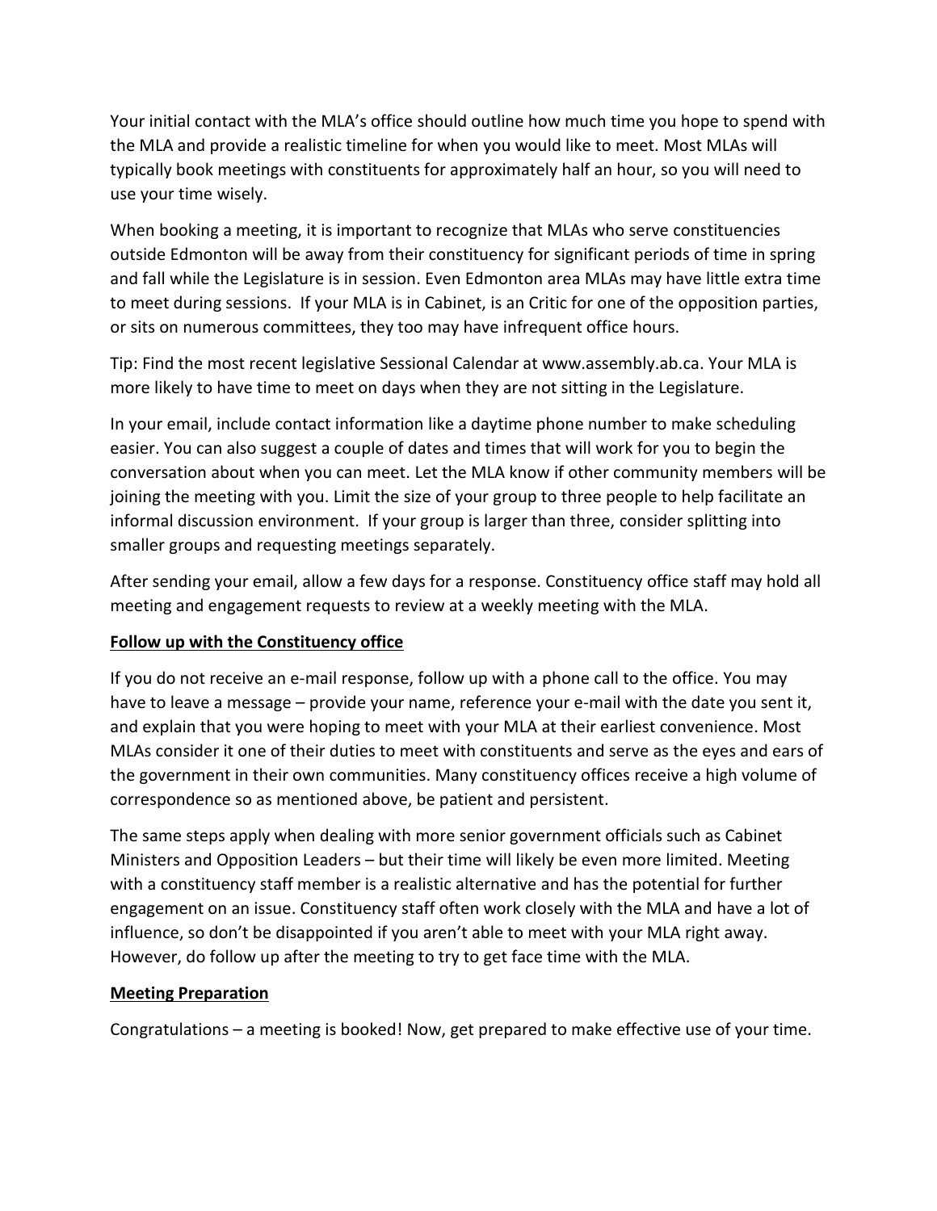Your initial contact with the MLA's office should outline how much time you hope to spend with the MLA and provide a realistic timeline for when you would like to meet. Most MLAs will typically book meetings with constituents for approximately half an hour, so you will need to use your time wisely.

When booking a meeting, it is important to recognize that MLAs who serve constituencies outside Edmonton will be away from their constituency for significant periods of time in spring and fall while the Legislature is in session. Even Edmonton area MLAs may have little extra time to meet during sessions. If your MLA is in Cabinet, is an Critic for one of the opposition parties, or sits on numerous committees, they too may have infrequent office hours.

Tip: Find the most recent legislative Sessional Calendar at www.assembly.ab.ca. Your MLA is more likely to have time to meet on days when they are not sitting in the Legislature.

In your email, include contact information like a daytime phone number to make scheduling easier. You can also suggest a couple of dates and times that will work for you to begin the conversation about when you can meet. Let the MLA know if other community members will be joining the meeting with you. Limit the size of your group to three people to help facilitate an informal discussion environment. If your group is larger than three, consider splitting into smaller groups and requesting meetings separately.

After sending your email, allow a few days for a response. Constituency office staff may hold all meeting and engagement requests to review at a weekly meeting with the MLA.

**Follow up with the Constituency office**

If you do not receive an e-mail response, follow up with a phone call to the office. You may have to leave a message – provide your name, reference your e-mail with the date you sent it, and explain that you were hoping to meet with your MLA at their earliest convenience. Most MLAs consider it one of their duties to meet with constituents and serve as the eyes and ears of the government in their own communities. Many constituency offices receive a high volume of correspondence so as mentioned above, be patient and persistent.

The same steps apply when dealing with more senior government officials such as Cabinet Ministers and Opposition Leaders – but their time will likely be even more limited. Meeting with a constituency staff member is a realistic alternative and has the potential for further engagement on an issue. Constituency staff often work closely with the MLA and have a lot of influence, so don't be disappointed if you aren't able to meet with your MLA right away. However, do follow up after the meeting to try to get face time with the MLA.

**Meeting Preparation**

Congratulations – a meeting is booked! Now, get prepared to make effective use of your time.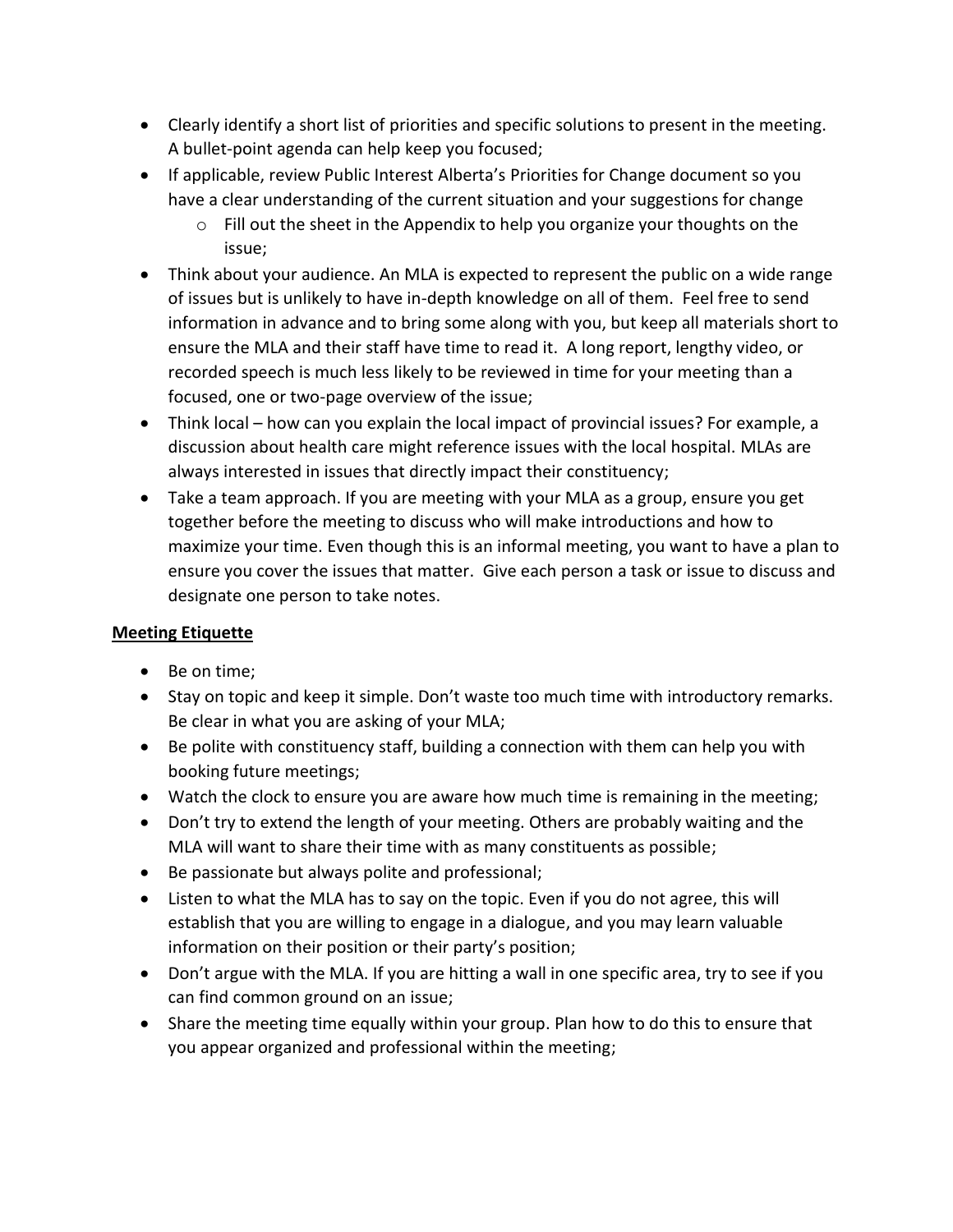- Clearly identify a short list of priorities and specific solutions to present in the meeting. A bullet-point agenda can help keep you focused;
- If applicable, review Public Interest Alberta's Priorities for Change document so you have a clear understanding of the current situation and your suggestions for change
    - Fill out the sheet in the Appendix to help you organize your thoughts on the issue;
- Think about your audience. An MLA is expected to represent the public on a wide range of issues but is unlikely to have in-depth knowledge on all of them. Feel free to send information in advance and to bring some along with you, but keep all materials short to ensure the MLA and their staff have time to read it. A long report, lengthy video, or recorded speech is much less likely to be reviewed in time for your meeting than a focused, one or two-page overview of the issue;
- Think local – how can you explain the local impact of provincial issues? For example, a discussion about health care might reference issues with the local hospital. MLAs are always interested in issues that directly impact their constituency;
- Take a team approach. If you are meeting with your MLA as a group, ensure you get together before the meeting to discuss who will make introductions and how to maximize your time. Even though this is an informal meeting, you want to have a plan to ensure you cover the issues that matter. Give each person a task or issue to discuss and designate one person to take notes.

**Meeting Etiquette**

- Be on time;
- Stay on topic and keep it simple. Don't waste too much time with introductory remarks. Be clear in what you are asking of your MLA;
- Be polite with constituency staff, building a connection with them can help you with booking future meetings;
- Watch the clock to ensure you are aware how much time is remaining in the meeting;
- Don't try to extend the length of your meeting. Others are probably waiting and the MLA will want to share their time with as many constituents as possible;
- Be passionate but always polite and professional;
- Listen to what the MLA has to say on the topic. Even if you do not agree, this will establish that you are willing to engage in a dialogue, and you may learn valuable information on their position or their party's position;
- Don't argue with the MLA. If you are hitting a wall in one specific area, try to see if you can find common ground on an issue;
- Share the meeting time equally within your group. Plan how to do this to ensure that you appear organized and professional within the meeting;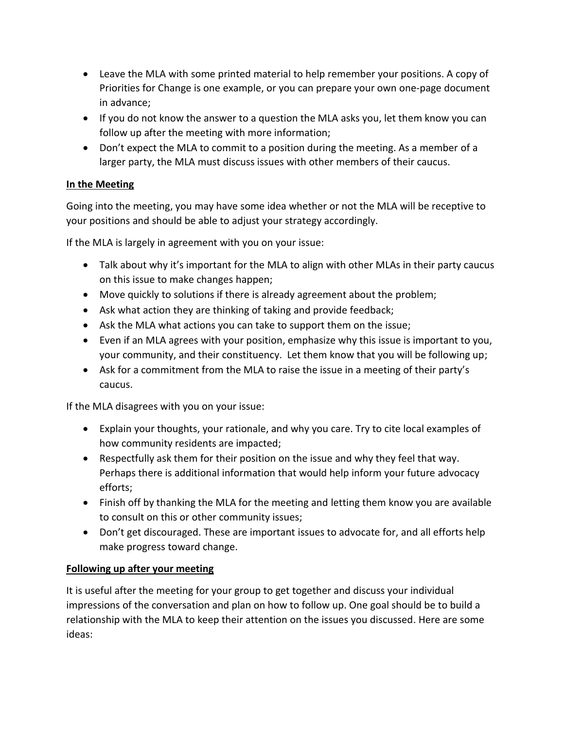- Leave the MLA with some printed material to help remember your positions. A copy of Priorities for Change is one example, or you can prepare your own one-page document in advance;
- If you do not know the answer to a question the MLA asks you, let them know you can follow up after the meeting with more information;
- Don't expect the MLA to commit to a position during the meeting. As a member of a larger party, the MLA must discuss issues with other members of their caucus.

**In the Meeting**

Going into the meeting, you may have some idea whether or not the MLA will be receptive to your positions and should be able to adjust your strategy accordingly.

If the MLA is largely in agreement with you on your issue:

- Talk about why it's important for the MLA to align with other MLAs in their party caucus on this issue to make changes happen;
- Move quickly to solutions if there is already agreement about the problem;
- Ask what action they are thinking of taking and provide feedback;
- Ask the MLA what actions you can take to support them on the issue;
- Even if an MLA agrees with your position, emphasize why this issue is important to you, your community, and their constituency. Let them know that you will be following up;
- Ask for a commitment from the MLA to raise the issue in a meeting of their party's caucus.

If the MLA disagrees with you on your issue:

- Explain your thoughts, your rationale, and why you care. Try to cite local examples of how community residents are impacted;
- Respectfully ask them for their position on the issue and why they feel that way. Perhaps there is additional information that would help inform your future advocacy efforts;
- Finish off by thanking the MLA for the meeting and letting them know you are available to consult on this or other community issues;
- Don't get discouraged. These are important issues to advocate for, and all efforts help make progress toward change.

**Following up after your meeting**

It is useful after the meeting for your group to get together and discuss your individual impressions of the conversation and plan on how to follow up. One goal should be to build a relationship with the MLA to keep their attention on the issues you discussed. Here are some ideas: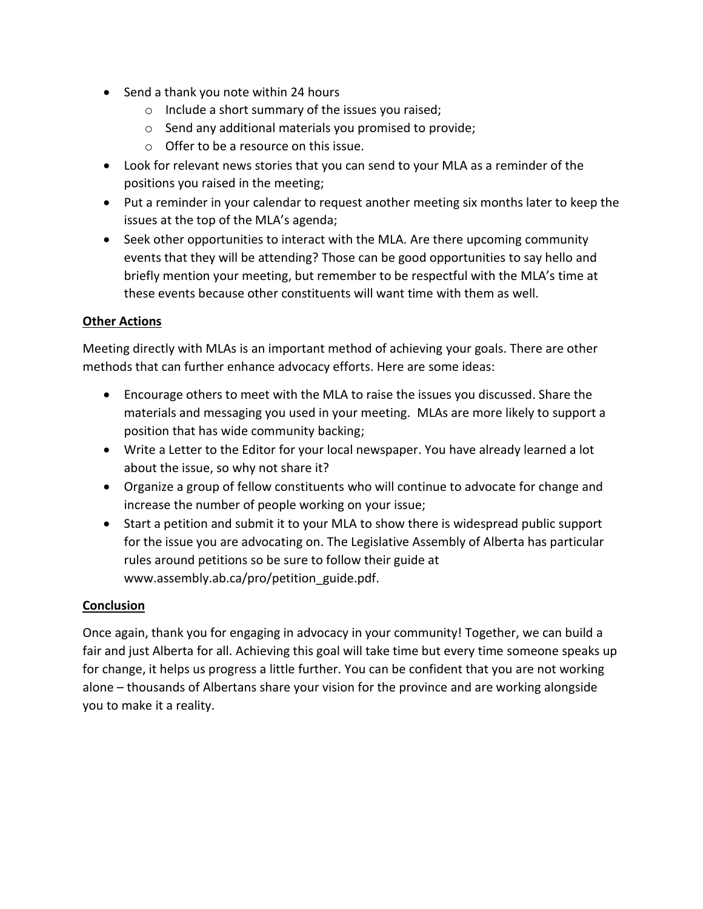- Send a thank you note within 24 hours
  - Include a short summary of the issues you raised;
  - Send any additional materials you promised to provide;
  - Offer to be a resource on this issue.
- Look for relevant news stories that you can send to your MLA as a reminder of the positions you raised in the meeting;
- Put a reminder in your calendar to request another meeting six months later to keep the issues at the top of the MLA's agenda;
- Seek other opportunities to interact with the MLA. Are there upcoming community events that they will be attending? Those can be good opportunities to say hello and briefly mention your meeting, but remember to be respectful with the MLA's time at these events because other constituents will want time with them as well.

## Other Actions

Meeting directly with MLAs is an important method of achieving your goals. There are other methods that can further enhance advocacy efforts. Here are some ideas:

- Encourage others to meet with the MLA to raise the issues you discussed. Share the materials and messaging you used in your meeting. MLAs are more likely to support a position that has wide community backing;
- Write a Letter to the Editor for your local newspaper. You have already learned a lot about the issue, so why not share it?
- Organize a group of fellow constituents who will continue to advocate for change and increase the number of people working on your issue;
- Start a petition and submit it to your MLA to show there is widespread public support for the issue you are advocating on. The Legislative Assembly of Alberta has particular rules around petitions so be sure to follow their guide at www.assembly.ab.ca/pro/petition_guide.pdf.

## Conclusion

Once again, thank you for engaging in advocacy in your community! Together, we can build a fair and just Alberta for all. Achieving this goal will take time but every time someone speaks up for change, it helps us progress a little further. You can be confident that you are not working alone – thousands of Albertans share your vision for the province and are working alongside you to make it a reality.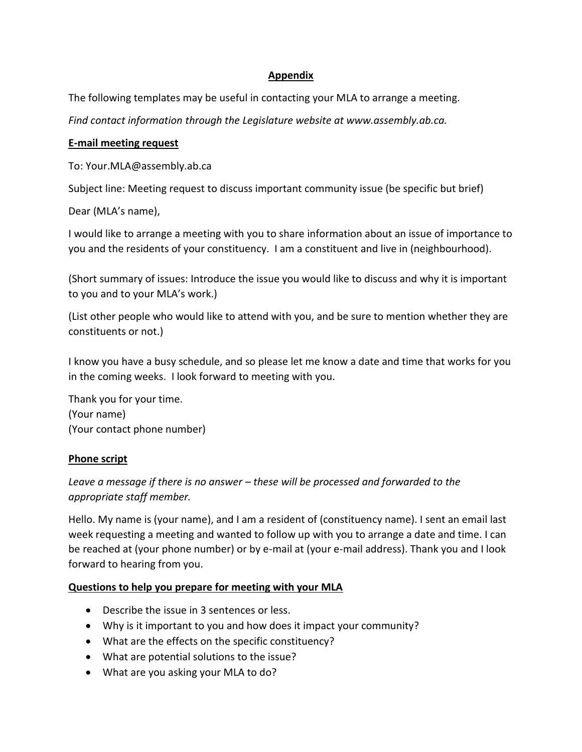## Appendix

The following templates may be useful in contacting your MLA to arrange a meeting.

*Find contact information through the Legislature website at www.assembly.ab.ca.*

### E-mail meeting request

To: Your.MLA@assembly.ab.ca

Subject line: Meeting request to discuss important community issue (be specific but brief)

Dear (MLA's name),

I would like to arrange a meeting with you to share information about an issue of importance to you and the residents of your constituency. I am a constituent and live in (neighbourhood).

(Short summary of issues: Introduce the issue you would like to discuss and why it is important to you and to your MLA's work.)

(List other people who would like to attend with you, and be sure to mention whether they are constituents or not.)

I know you have a busy schedule, and so please let me know a date and time that works for you in the coming weeks. I look forward to meeting with you.

Thank you for your time.
(Your name)
(Your contact phone number)

### Phone script

*Leave a message if there is no answer – these will be processed and forwarded to the appropriate staff member.*

Hello. My name is (your name), and I am a resident of (constituency name). I sent an email last week requesting a meeting and wanted to follow up with you to arrange a date and time. I can be reached at (your phone number) or by e-mail at (your e-mail address). Thank you and I look forward to hearing from you.

### Questions to help you prepare for meeting with your MLA

- Describe the issue in 3 sentences or less.
- Why is it important to you and how does it impact your community?
- What are the effects on the specific constituency?
- What are potential solutions to the issue?
- What are you asking your MLA to do?